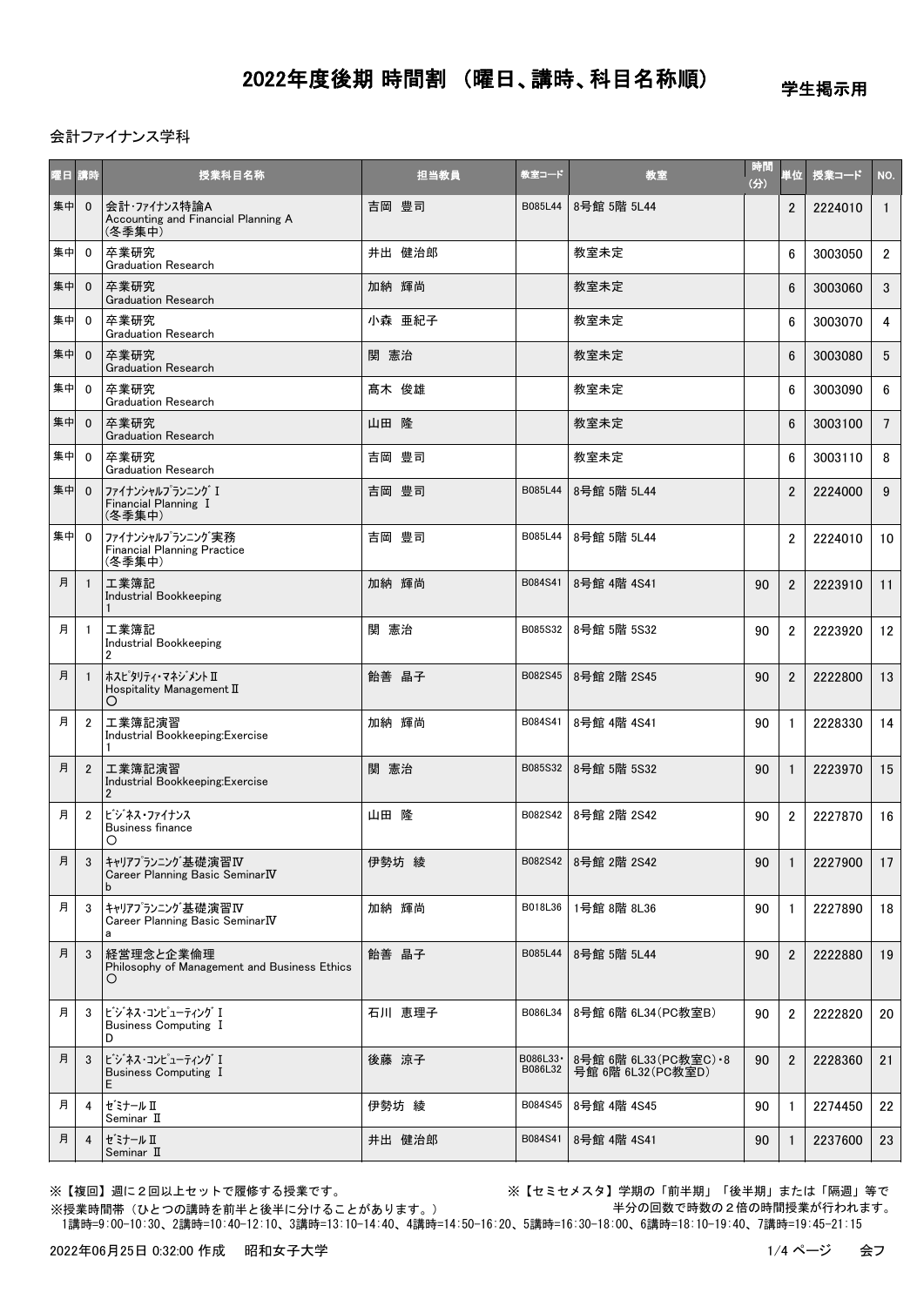# 2022年度後期 時間割 （曜日、講時、科目名称順）

学生掲示用

会計ファイナンス学科

| 曜日 | 講時 | 授業科目名称 | 担当教員 | 教室コード | 教室 | 時間（分） | 単位 | 授業コード | NO. |
|---|---|---|---|---|---|---|---|---|---|
| 集中 | 0 | 会計・ファイナンス特論A<br>Accounting and Financial Planning A<br>（冬季集中） | 吉岡 豊司 | B085L44 | 8号館 5階 5L44 | | 2 | 2224010 | 1 |
| 集中 | 0 | 卒業研究<br>Graduation Research | 井出 健治郎 | | 教室未定 | | 6 | 3003050 | 2 |
| 集中 | 0 | 卒業研究<br>Graduation Research | 加納 輝尚 | | 教室未定 | | 6 | 3003060 | 3 |
| 集中 | 0 | 卒業研究<br>Graduation Research | 小森 亜紀子 | | 教室未定 | | 6 | 3003070 | 4 |
| 集中 | 0 | 卒業研究<br>Graduation Research | 関 憲治 | | 教室未定 | | 6 | 3003080 | 5 |
| 集中 | 0 | 卒業研究<br>Graduation Research | 髙木 俊雄 | | 教室未定 | | 6 | 3003090 | 6 |
| 集中 | 0 | 卒業研究<br>Graduation Research | 山田 隆 | | 教室未定 | | 6 | 3003100 | 7 |
| 集中 | 0 | 卒業研究<br>Graduation Research | 吉岡 豊司 | | 教室未定 | | 6 | 3003110 | 8 |
| 集中 | 0 | ﾌｧｲﾅﾝｼｬﾙﾌﾟﾗﾝﾆﾝｸﾞⅠ<br>Financial Planning Ⅰ<br>（冬季集中） | 吉岡 豊司 | B085L44 | 8号館 5階 5L44 | | 2 | 2224000 | 9 |
| 集中 | 0 | ﾌｧｲﾅﾝｼｬﾙﾌﾟﾗﾝﾆﾝｸﾞ実務<br>Financial Planning Practice<br>（冬季集中） | 吉岡 豊司 | B085L44 | 8号館 5階 5L44 | | 2 | 2224010 | 10 |
| 月 | 1 | 工業簿記<br>Industrial Bookkeeping<br>1 | 加納 輝尚 | B084S41 | 8号館 4階 4S41 | 90 | 2 | 2223910 | 11 |
| 月 | 1 | 工業簿記<br>Industrial Bookkeeping<br>2 | 関 憲治 | B085S32 | 8号館 5階 5S32 | 90 | 2 | 2223920 | 12 |
| 月 | 1 | ﾎｽﾋﾟﾀﾘﾃｨ･ﾏﾈｼﾞﾒﾝﾄⅡ<br>Hospitality Management Ⅱ<br>〇 | 飴善 晶子 | B082S45 | 8号館 2階 2S45 | 90 | 2 | 2222800 | 13 |
| 月 | 2 | 工業簿記演習<br>Industrial Bookkeeping:Exercise<br>1 | 加納 輝尚 | B084S41 | 8号館 4階 4S41 | 90 | 1 | 2228330 | 14 |
| 月 | 2 | 工業簿記演習<br>Industrial Bookkeeping:Exercise<br>2 | 関 憲治 | B085S32 | 8号館 5階 5S32 | 90 | 1 | 2223970 | 15 |
| 月 | 2 | ﾋﾞｼﾞﾈｽ･ﾌｧｲﾅﾝｽ<br>Business finance<br>〇 | 山田 隆 | B082S42 | 8号館 2階 2S42 | 90 | 2 | 2227870 | 16 |
| 月 | 3 | ｷｬﾘｱﾌﾟﾗﾝﾆﾝｸﾞ基礎演習Ⅳ<br>Career Planning Basic SeminarⅣ<br>b | 伊勢坊 綾 | B082S42 | 8号館 2階 2S42 | 90 | 1 | 2227900 | 17 |
| 月 | 3 | ｷｬﾘｱﾌﾟﾗﾝﾆﾝｸﾞ基礎演習Ⅳ<br>Career Planning Basic SeminarⅣ<br>a | 加納 輝尚 | B018L36 | 1号館 8階 8L36 | 90 | 1 | 2227890 | 18 |
| 月 | 3 | 経営理念と企業倫理<br>Philosophy of Management and Business Ethics<br>〇 | 飴善 晶子 | B085L44 | 8号館 5階 5L44 | 90 | 2 | 2222880 | 19 |
| 月 | 3 | ﾋﾞｼﾞﾈｽ･ｺﾝﾋﾟｭｰﾃｨﾝｸﾞⅠ<br>Business Computing Ⅰ<br>D | 石川 恵理子 | B086L34 | 8号館 6階 6L34(PC教室B) | 90 | 2 | 2222820 | 20 |
| 月 | 3 | ﾋﾞｼﾞﾈｽ･ｺﾝﾋﾟｭｰﾃｨﾝｸﾞⅠ<br>Business Computing Ⅰ<br>E | 後藤 涼子 | B086L33･B086L32 | 8号館 6階 6L33(PC教室C)・8号館 6階 6L32(PC教室D) | 90 | 2 | 2228360 | 21 |
| 月 | 4 | ｾﾞﾐﾅｰﾙⅡ<br>Seminar Ⅱ | 伊勢坊 綾 | B084S45 | 8号館 4階 4S45 | 90 | 1 | 2274450 | 22 |
| 月 | 4 | ｾﾞﾐﾅｰﾙⅡ<br>Seminar Ⅱ | 井出 健治郎 | B084S41 | 8号館 4階 4S41 | 90 | 1 | 2237600 | 23 |

※【複回】週に２回以上セットで履修する授業です。

※【セミセメスタ】学期の「前半期」「後半期」または「隔週」等で半分の回数で時数の２倍の時間授業が行われます。

※授業時間帯（ひとつの講時を前半と後半に分けることがあります。）

1講時=9:00-10:30、2講時=10:40-12:10、3講時=13:10-14:40、4講時=14:50-16:20、5講時=16:30-18:00、6講時=18:10-19:40、7講時=19:45-21:15

2022年06月25日 0:32:00 作成　昭和女子大学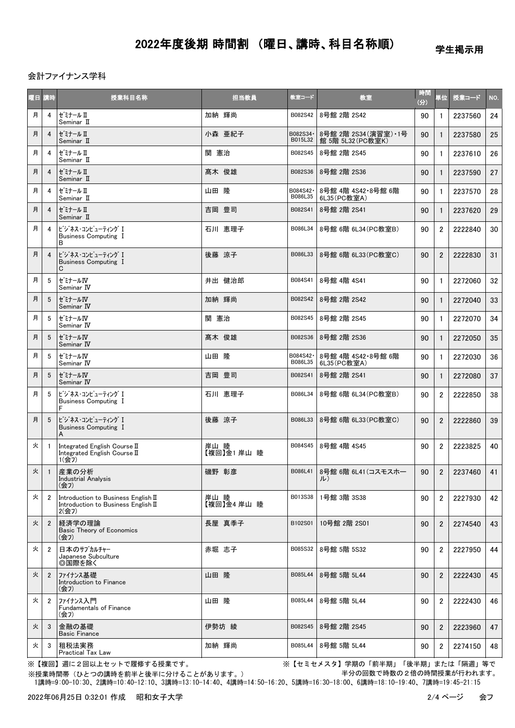# 2022年度後期 時間割 （曜日、講時、科目名称順）

学生掲示用

会計ファイナンス学科

| 曜日 | 講時 | 授業科目名称 | 担当教員 | 教室コード | 教室 | 時間(分) | 単位 | 授業コード | NO. |
|---|---|---|---|---|---|---|---|---|---|
| 月 | 4 | ｾﾞﾐﾅｰﾙⅡ<br>Seminar Ⅱ | 加納 輝尚 | B082S42 | 8号館 2階 2S42 | 90 | 1 | 2237560 | 24 |
| 月 | 4 | ｾﾞﾐﾅｰﾙⅡ<br>Seminar Ⅱ | 小森 亜紀子 | B082S34・B015L32 | 8号館 2階 2S34(演習室)・1号館 5階 5L32(PC教室K) | 90 | 1 | 2237580 | 25 |
| 月 | 4 | ｾﾞﾐﾅｰﾙⅡ<br>Seminar Ⅱ | 関 憲治 | B082S45 | 8号館 2階 2S45 | 90 | 1 | 2237610 | 26 |
| 月 | 4 | ｾﾞﾐﾅｰﾙⅡ<br>Seminar Ⅱ | 髙木 俊雄 | B082S36 | 8号館 2階 2S36 | 90 | 1 | 2237590 | 27 |
| 月 | 4 | ｾﾞﾐﾅｰﾙⅡ<br>Seminar Ⅱ | 山田 隆 | B084S42・B086L35 | 8号館 4階 4S42・8号館 6階 6L35(PC教室A) | 90 | 1 | 2237570 | 28 |
| 月 | 4 | ｾﾞﾐﾅｰﾙⅡ<br>Seminar Ⅱ | 吉岡 豊司 | B082S41 | 8号館 2階 2S41 | 90 | 1 | 2237620 | 29 |
| 月 | 4 | ﾋﾞｼﾞﾈｽ･ｺﾝﾋﾟｭｰﾃｨﾝｸﾞⅠ<br>Business Computing Ⅰ<br>B | 石川 恵理子 | B086L34 | 8号館 6階 6L34(PC教室B) | 90 | 2 | 2222840 | 30 |
| 月 | 4 | ﾋﾞｼﾞﾈｽ･ｺﾝﾋﾟｭｰﾃｨﾝｸﾞⅠ<br>Business Computing Ⅰ<br>C | 後藤 涼子 | B086L33 | 8号館 6階 6L33(PC教室C) | 90 | 2 | 2222830 | 31 |
| 月 | 5 | ｾﾞﾐﾅｰﾙⅣ<br>Seminar Ⅳ | 井出 健治郎 | B084S41 | 8号館 4階 4S41 | 90 | 1 | 2272060 | 32 |
| 月 | 5 | ｾﾞﾐﾅｰﾙⅣ<br>Seminar Ⅳ | 加納 輝尚 | B082S42 | 8号館 2階 2S42 | 90 | 1 | 2272040 | 33 |
| 月 | 5 | ｾﾞﾐﾅｰﾙⅣ<br>Seminar Ⅳ | 関 憲治 | B082S45 | 8号館 2階 2S45 | 90 | 1 | 2272070 | 34 |
| 月 | 5 | ｾﾞﾐﾅｰﾙⅣ<br>Seminar Ⅳ | 髙木 俊雄 | B082S36 | 8号館 2階 2S36 | 90 | 1 | 2272050 | 35 |
| 月 | 5 | ｾﾞﾐﾅｰﾙⅣ<br>Seminar Ⅳ | 山田 隆 | B084S42・B086L35 | 8号館 4階 4S42・8号館 6階 6L35(PC教室A) | 90 | 1 | 2272030 | 36 |
| 月 | 5 | ｾﾞﾐﾅｰﾙⅣ<br>Seminar Ⅳ | 吉岡 豊司 | B082S41 | 8号館 2階 2S41 | 90 | 1 | 2272080 | 37 |
| 月 | 5 | ﾋﾞｼﾞﾈｽ･ｺﾝﾋﾟｭｰﾃｨﾝｸﾞⅠ<br>Business Computing Ⅰ<br>F | 石川 恵理子 | B086L34 | 8号館 6階 6L34(PC教室B) | 90 | 2 | 2222850 | 38 |
| 月 | 5 | ﾋﾞｼﾞﾈｽ･ｺﾝﾋﾟｭｰﾃｨﾝｸﾞⅠ<br>Business Computing Ⅰ<br>A | 後藤 涼子 | B086L33 | 8号館 6階 6L33(PC教室C) | 90 | 2 | 2222860 | 39 |
| 火 | 1 | Integrated English Course Ⅱ<br>Integrated English Course Ⅱ<br>1(会ﾌ) | 岸山 睦<br>【複回】金1 岸山 睦 | B084S45 | 8号館 4階 4S45 | 90 | 2 | 2223825 | 40 |
| 火 | 1 | 産業の分析<br>Industrial Analysis<br>(会ﾌ) | 礒野 彰彦 | B086L41 | 8号館 6階 6L41(コスモスホール) | 90 | 2 | 2237460 | 41 |
| 火 | 2 | Introduction to Business English Ⅱ<br>Introduction to Business English Ⅱ<br>2(会ﾌ) | 岸山 睦<br>【複回】金4 岸山 睦 | B013S38 | 1号館 3階 3S38 | 90 | 2 | 2227930 | 42 |
| 火 | 2 | 経済学の理論<br>Basic Theory of Economics<br>(会ﾌ) | 長屋 真季子 | B102S01 | 10号館 2階 2S01 | 90 | 2 | 2274540 | 43 |
| 火 | 2 | 日本のｻﾌﾞｶﾙﾁｬｰ<br>Japanese Subculture<br>◎国際を除く | 赤堀 志子 | B085S32 | 8号館 5階 5S32 | 90 | 2 | 2227950 | 44 |
| 火 | 2 | ﾌｧｲﾅﾝｽ基礎<br>Introduction to Finance<br>(会ﾌ) | 山田 隆 | B085L44 | 8号館 5階 5L44 | 90 | 2 | 2222430 | 45 |
| 火 | 2 | ﾌｧｲﾅﾝｽ入門<br>Fundamentals of Finance<br>(会ﾌ) | 山田 隆 | B085L44 | 8号館 5階 5L44 | 90 | 2 | 2222430 | 46 |
| 火 | 3 | 金融の基礎<br>Basic Finance | 伊勢坊 綾 | B082S45 | 8号館 2階 2S45 | 90 | 2 | 2223960 | 47 |
| 火 | 3 | 租税法実務<br>Practical Tax Law | 加納 輝尚 | B085L44 | 8号館 5階 5L44 | 90 | 2 | 2274150 | 48 |

※【複回】週に２回以上セットで履修する授業です。

※【セミセメスタ】学期の「前半期」「後半期」または「隔週」等で半分の回数で時数の２倍の時間授業が行われます。

※授業時間帯（ひとつの講時を前半と後半に分けることがあります。）

1講時=9:00-10:30、2講時=10:40-12:10、3講時=13:10-14:40、4講時=14:50-16:20、5講時=16:30-18:00、6講時=18:10-19:40、7講時=19:45-21:15

2022年06月25日 0:32:01 作成　昭和女子大学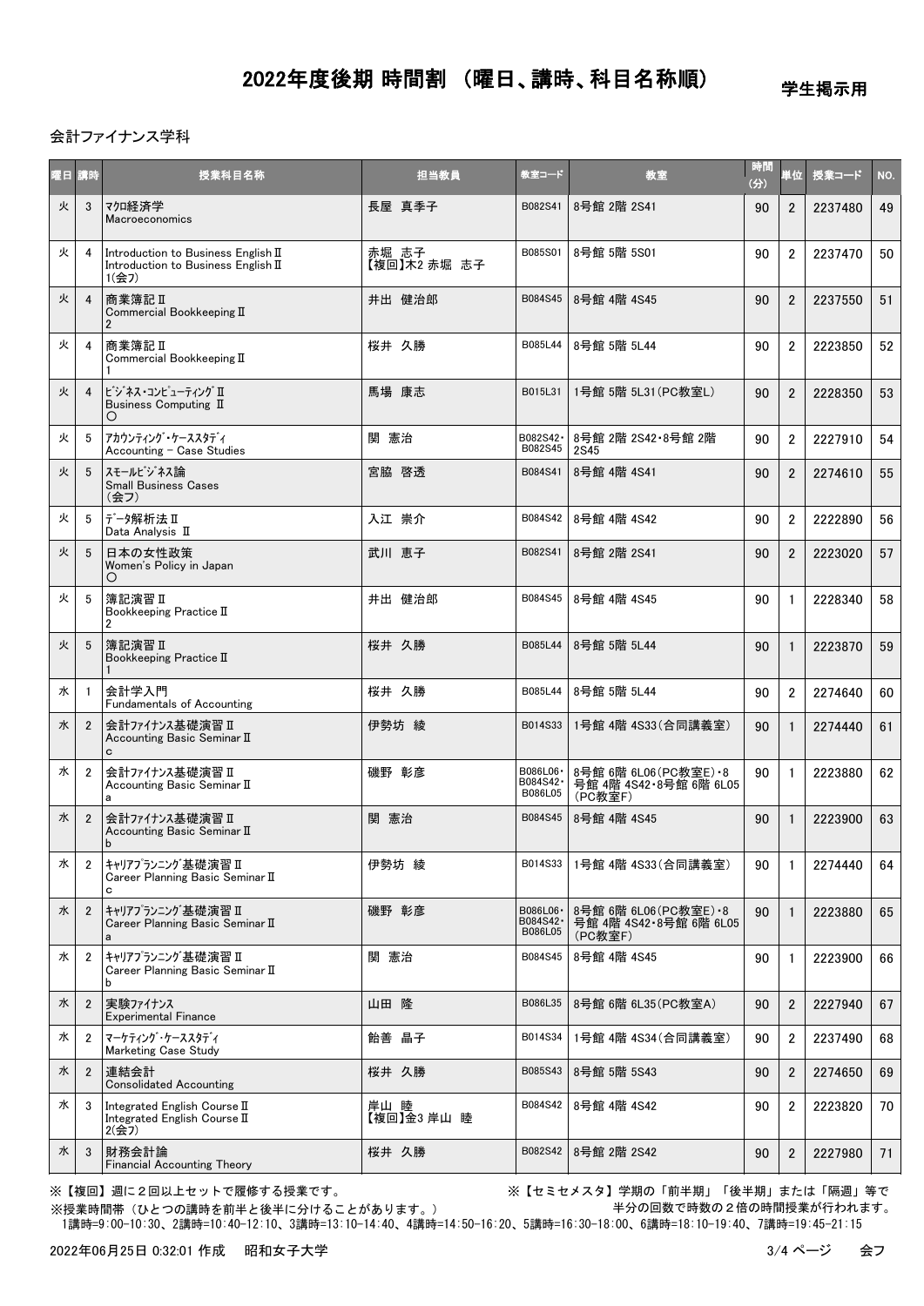# 2022年度後期 時間割 （曜日、講時、科目名称順）

学生掲示用

会計ファイナンス学科

| 曜日 | 講時 | 授業科目名称 | 担当教員 | 教室コード | 教室 | 時間(分) | 単位 | 授業コード | NO. |
|---|---|---|---|---|---|---|---|---|---|
| 火 | 3 | ﾏｸﾛ経済学<br>Macroeconomics | 長屋 真季子 | B082S41 | 8号館 2階 2S41 | 90 | 2 | 2237480 | 49 |
| 火 | 4 | Introduction to Business English Ⅱ<br>Introduction to Business English Ⅱ<br>1(会ﾌ) | 赤堀 志子<br>【複回】木2 赤堀 志子 | B085S01 | 8号館 5階 5S01 | 90 | 2 | 2237470 | 50 |
| 火 | 4 | 商業簿記Ⅱ<br>Commercial Bookkeeping Ⅱ<br>2 | 井出 健治郎 | B084S45 | 8号館 4階 4S45 | 90 | 2 | 2237550 | 51 |
| 火 | 4 | 商業簿記Ⅱ<br>Commercial Bookkeeping Ⅱ<br>1 | 桜井 久勝 | B085L44 | 8号館 5階 5L44 | 90 | 2 | 2223850 | 52 |
| 火 | 4 | ﾋﾞｼﾞﾈｽ･ｺﾝﾋﾟｭｰﾃｨﾝｸﾞⅡ<br>Business Computing Ⅱ<br>○ | 馬場 康志 | B015L31 | 1号館 5階 5L31(PC教室L) | 90 | 2 | 2228350 | 53 |
| 火 | 5 | ｱｶｳﾝﾃｨﾝｸﾞ･ｹｰｽｽﾀﾃﾞｨ<br>Accounting – Case Studies | 関 憲治 | B082S42・B082S45 | 8号館 2階 2S42・8号館 2階 2S45 | 90 | 2 | 2227910 | 54 |
| 火 | 5 | ｽﾓｰﾙﾋﾞｼﾞﾈｽ論<br>Small Business Cases<br>(会ﾌ) | 宮脇 啓透 | B084S41 | 8号館 4階 4S41 | 90 | 2 | 2274610 | 55 |
| 火 | 5 | ﾃﾞｰﾀ解析法Ⅱ<br>Data Analysis Ⅱ | 入江 崇介 | B084S42 | 8号館 4階 4S42 | 90 | 2 | 2222890 | 56 |
| 火 | 5 | 日本の女性政策<br>Women's Policy in Japan<br>○ | 武川 恵子 | B082S41 | 8号館 2階 2S41 | 90 | 2 | 2223020 | 57 |
| 火 | 5 | 簿記演習Ⅱ<br>Bookkeeping Practice Ⅱ<br>2 | 井出 健治郎 | B084S45 | 8号館 4階 4S45 | 90 | 1 | 2228340 | 58 |
| 火 | 5 | 簿記演習Ⅱ<br>Bookkeeping Practice Ⅱ<br>1 | 桜井 久勝 | B085L44 | 8号館 5階 5L44 | 90 | 1 | 2223870 | 59 |
| 水 | 1 | 会計学入門<br>Fundamentals of Accounting | 桜井 久勝 | B085L44 | 8号館 5階 5L44 | 90 | 2 | 2274640 | 60 |
| 水 | 2 | 会計ﾌｧｲﾅﾝｽ基礎演習Ⅱ<br>Accounting Basic Seminar Ⅱ<br>c | 伊勢坊 綾 | B014S33 | 1号館 4階 4S33(合同講義室) | 90 | 1 | 2274440 | 61 |
| 水 | 2 | 会計ﾌｧｲﾅﾝｽ基礎演習Ⅱ<br>Accounting Basic Seminar Ⅱ<br>a | 磯野 彰彦 | B086L06・B084S42・B086L05 | 8号館 6階 6L06(PC教室E)・8号館 4階 4S42・8号館 6階 6L05(PC教室F) | 90 | 1 | 2223880 | 62 |
| 水 | 2 | 会計ﾌｧｲﾅﾝｽ基礎演習Ⅱ<br>Accounting Basic Seminar Ⅱ<br>b | 関 憲治 | B084S45 | 8号館 4階 4S45 | 90 | 1 | 2223900 | 63 |
| 水 | 2 | ｷｬﾘｱﾌﾟﾗﾝﾆﾝｸﾞ基礎演習Ⅱ<br>Career Planning Basic Seminar Ⅱ<br>c | 伊勢坊 綾 | B014S33 | 1号館 4階 4S33(合同講義室) | 90 | 1 | 2274440 | 64 |
| 水 | 2 | ｷｬﾘｱﾌﾟﾗﾝﾆﾝｸﾞ基礎演習Ⅱ<br>Career Planning Basic Seminar Ⅱ<br>a | 磯野 彰彦 | B086L06・B084S42・B086L05 | 8号館 6階 6L06(PC教室E)・8号館 4階 4S42・8号館 6階 6L05(PC教室F) | 90 | 1 | 2223880 | 65 |
| 水 | 2 | ｷｬﾘｱﾌﾟﾗﾝﾆﾝｸﾞ基礎演習Ⅱ<br>Career Planning Basic Seminar Ⅱ<br>b | 関 憲治 | B084S45 | 8号館 4階 4S45 | 90 | 1 | 2223900 | 66 |
| 水 | 2 | 実験ﾌｧｲﾅﾝｽ<br>Experimental Finance | 山田 隆 | B086L35 | 8号館 6階 6L35(PC教室A) | 90 | 2 | 2227940 | 67 |
| 水 | 2 | ﾏｰｹﾃｨﾝｸﾞ･ｹｰｽｽﾀﾃﾞｨ<br>Marketing Case Study | 飴善 晶子 | B014S34 | 1号館 4階 4S34(合同講義室) | 90 | 2 | 2237490 | 68 |
| 水 | 2 | 連結会計<br>Consolidated Accounting | 桜井 久勝 | B085S43 | 8号館 5階 5S43 | 90 | 2 | 2274650 | 69 |
| 水 | 3 | Integrated English Course Ⅱ<br>Integrated English Course Ⅱ<br>2(会ﾌ) | 岸山 睦<br>【複回】金3 岸山 睦 | B084S42 | 8号館 4階 4S42 | 90 | 2 | 2223820 | 70 |
| 水 | 3 | 財務会計論<br>Financial Accounting Theory | 桜井 久勝 | B082S42 | 8号館 2階 2S42 | 90 | 2 | 2227980 | 71 |

※【複回】週に２回以上セットで履修する授業です。

※【セミセメスタ】学期の「前半期」「後半期」または「隔週」等で半分の回数で時数の２倍の時間授業が行われます。

※授業時間帯（ひとつの講時を前半と後半に分けることがあります。）

1講時=9:00-10:30、2講時=10:40-12:10、3講時=13:10-14:40、4講時=14:50-16:20、5講時=16:30-18:00、6講時=18:10-19:40、7講時=19:45-21:15

2022年06月25日 0:32:01 作成　昭和女子大学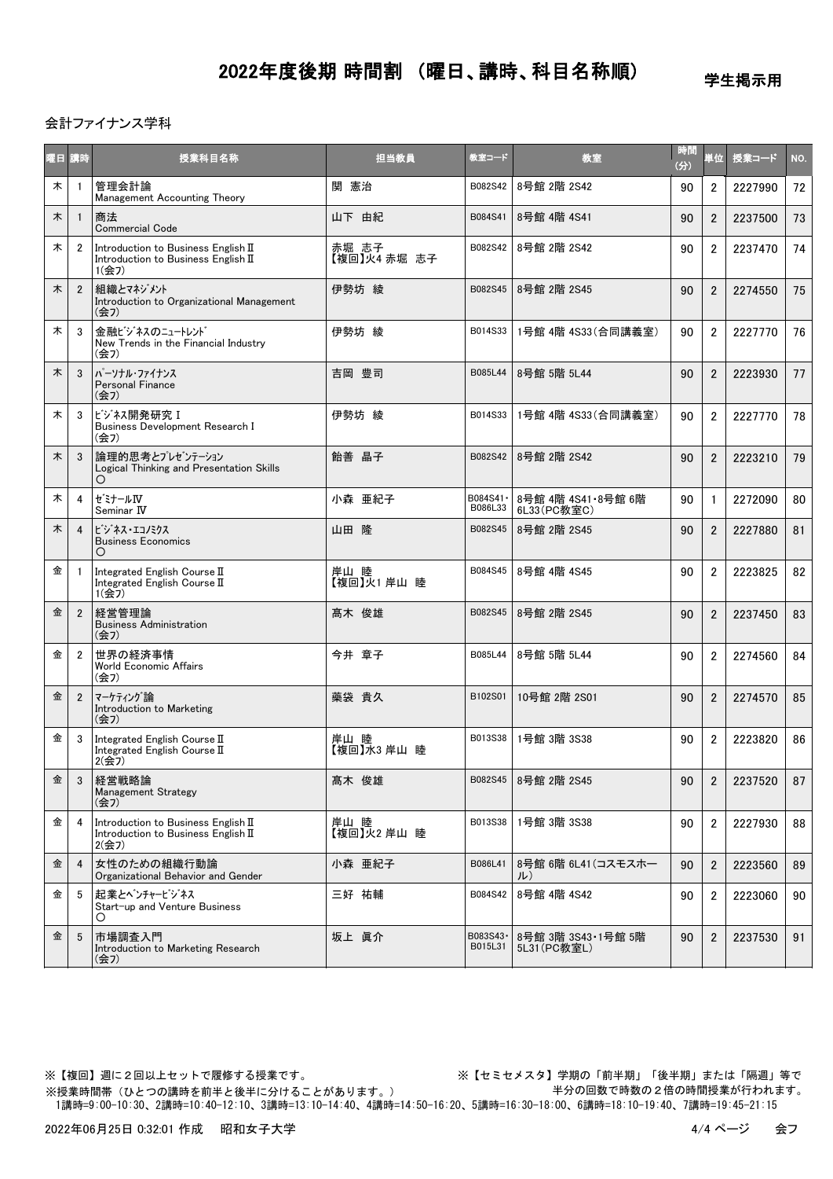# 2022年度後期 時間割 （曜日、講時、科目名称順）

学生掲示用

会計ファイナンス学科

| 曜日 | 講時 | 授業科目名称 | 担当教員 | 教室コード | 教室 | 時間(分) | 単位 | 授業コード | NO. |
|---|---|---|---|---|---|---|---|---|---|
| 木 | 1 | 管理会計論<br>Management Accounting Theory | 関 憲治 | B082S42 | 8号館 2階 2S42 | 90 | 2 | 2227990 | 72 |
| 木 | 1 | 商法<br>Commercial Code | 山下 由紀 | B084S41 | 8号館 4階 4S41 | 90 | 2 | 2237500 | 73 |
| 木 | 2 | Introduction to Business English Ⅱ<br>Introduction to Business English Ⅱ<br>1(会ﾌ) | 赤堀 志子<br>【複回】火4 赤堀 志子 | B082S42 | 8号館 2階 2S42 | 90 | 2 | 2237470 | 74 |
| 木 | 2 | 組織とﾏﾈｼﾞﾒﾝﾄ<br>Introduction to Organizational Management<br>(会ﾌ) | 伊勢坊 綾 | B082S45 | 8号館 2階 2S45 | 90 | 2 | 2274550 | 75 |
| 木 | 3 | 金融ﾋﾞｼﾞﾈｽのﾆｭｰﾄﾚﾝﾄﾞ<br>New Trends in the Financial Industry<br>(会ﾌ) | 伊勢坊 綾 | B014S33 | 1号館 4階 4S33(合同講義室) | 90 | 2 | 2227770 | 76 |
| 木 | 3 | ﾊﾟｰｿﾅﾙ･ﾌｧｲﾅﾝｽ<br>Personal Finance<br>(会ﾌ) | 吉岡 豊司 | B085L44 | 8号館 5階 5L44 | 90 | 2 | 2223930 | 77 |
| 木 | 3 | ﾋﾞｼﾞﾈｽ開発研究 I<br>Business Development Research I<br>(会ﾌ) | 伊勢坊 綾 | B014S33 | 1号館 4階 4S33(合同講義室) | 90 | 2 | 2227770 | 78 |
| 木 | 3 | 論理的思考とﾌﾟﾚｾﾞﾝﾃｰｼｮﾝ<br>Logical Thinking and Presentation Skills<br>○ | 飴善 晶子 | B082S42 | 8号館 2階 2S42 | 90 | 2 | 2223210 | 79 |
| 木 | 4 | ｾﾞﾐﾅｰﾙⅣ<br>Seminar Ⅳ | 小森 亜紀子 | B084S41・B086L33 | 8号館 4階 4S41・8号館 6階 6L33(PC教室C) | 90 | 1 | 2272090 | 80 |
| 木 | 4 | ﾋﾞｼﾞﾈｽ･ｴｺﾉﾐｸｽ<br>Business Economics<br>○ | 山田 隆 | B082S45 | 8号館 2階 2S45 | 90 | 2 | 2227880 | 81 |
| 金 | 1 | Integrated English Course Ⅱ<br>Integrated English Course Ⅱ<br>1(会ﾌ) | 岸山 睦<br>【複回】火1 岸山 睦 | B084S45 | 8号館 4階 4S45 | 90 | 2 | 2223825 | 82 |
| 金 | 2 | 経営管理論<br>Business Administration<br>(会ﾌ) | 髙木 俊雄 | B082S45 | 8号館 2階 2S45 | 90 | 2 | 2237450 | 83 |
| 金 | 2 | 世界の経済事情<br>World Economic Affairs<br>(会ﾌ) | 今井 章子 | B085L44 | 8号館 5階 5L44 | 90 | 2 | 2274560 | 84 |
| 金 | 2 | ﾏｰｹﾃｨﾝｸﾞ論<br>Introduction to Marketing<br>(会ﾌ) | 薬袋 貴久 | B102S01 | 10号館 2階 2S01 | 90 | 2 | 2274570 | 85 |
| 金 | 3 | Integrated English Course Ⅱ<br>Integrated English Course Ⅱ<br>2(会ﾌ) | 岸山 睦<br>【複回】水3 岸山 睦 | B013S38 | 1号館 3階 3S38 | 90 | 2 | 2223820 | 86 |
| 金 | 3 | 経営戦略論<br>Management Strategy<br>(会ﾌ) | 髙木 俊雄 | B082S45 | 8号館 2階 2S45 | 90 | 2 | 2237520 | 87 |
| 金 | 4 | Introduction to Business English Ⅱ<br>Introduction to Business English Ⅱ<br>2(会ﾌ) | 岸山 睦<br>【複回】火2 岸山 睦 | B013S38 | 1号館 3階 3S38 | 90 | 2 | 2227930 | 88 |
| 金 | 4 | 女性のための組織行動論<br>Organizational Behavior and Gender | 小森 亜紀子 | B086L41 | 8号館 6階 6L41(コスモスホール) | 90 | 2 | 2223560 | 89 |
| 金 | 5 | 起業とﾍﾞﾝﾁｬｰﾋﾞｼﾞﾈｽ<br>Start-up and Venture Business<br>○ | 三好 祐輔 | B084S42 | 8号館 4階 4S42 | 90 | 2 | 2223060 | 90 |
| 金 | 5 | 市場調査入門<br>Introduction to Marketing Research<br>(会ﾌ) | 坂上 眞介 | B083S43・B015L31 | 8号館 3階 3S43・1号館 5階 5L31(PC教室L) | 90 | 2 | 2237530 | 91 |

※【複回】週に２回以上セットで履修する授業です。

※【セミセメスタ】学期の「前半期」「後半期」または「隔週」等で半分の回数で時数の２倍の時間授業が行われます。

※授業時間帯（ひとつの講時を前半と後半に分けることがあります。）
1講時=9:00-10:30、2講時=10:40-12:10、3講時=13:10-14:40、4講時=14:50-16:20、5講時=16:30-18:00、6講時=18:10-19:40、7講時=19:45-21:15

2022年06月25日 0:32:01 作成　昭和女子大学

会フ